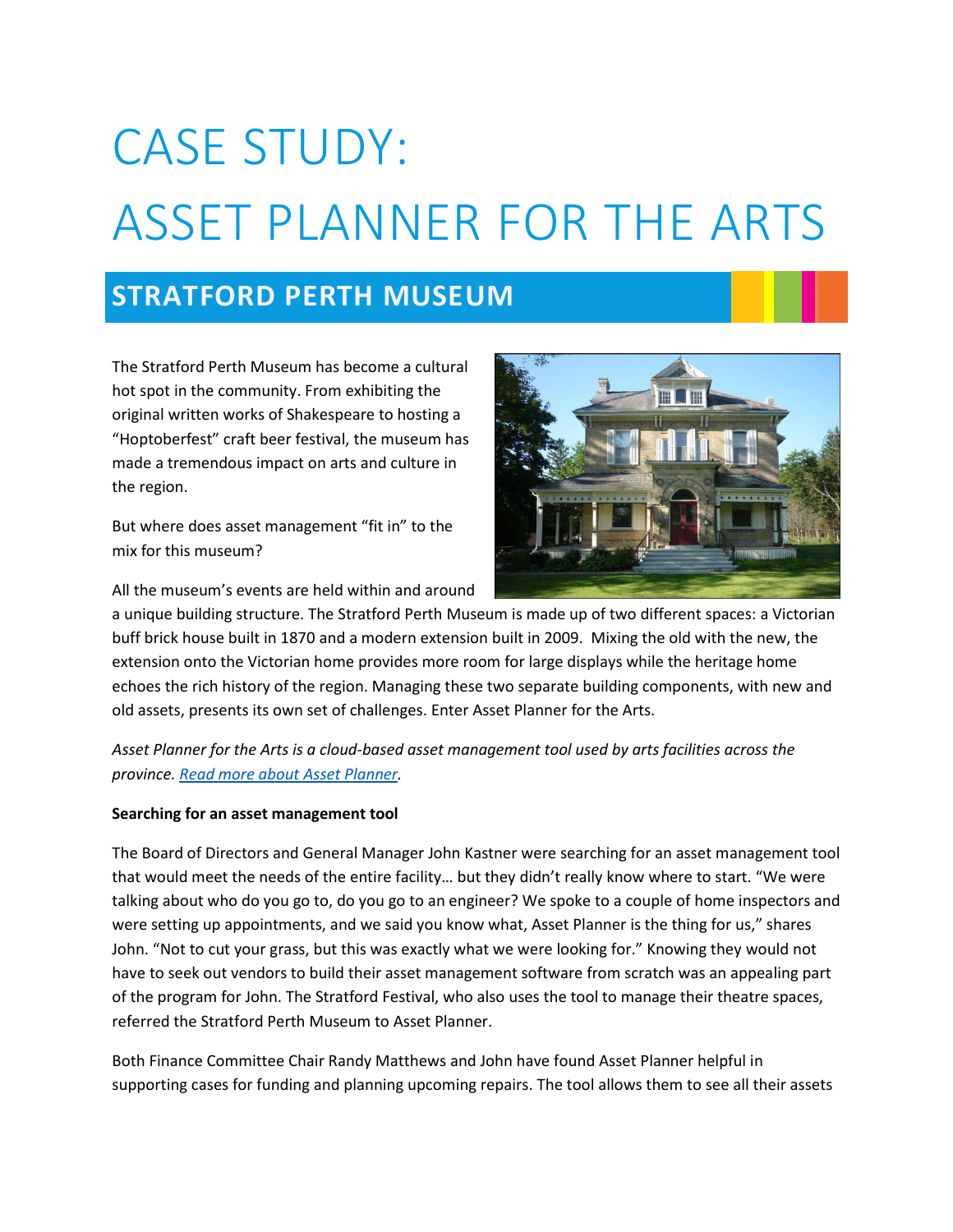# CASE STUDY: ASSET PLANNER FOR THE ARTS

## STRATFORD PERTH MUSEUM

The Stratford Perth Museum has become a cultural hot spot in the community. From exhibiting the original written works of Shakespeare to hosting a "Hoptoberfest" craft beer festival, the museum has made a tremendous impact on arts and culture in the region.

But where does asset management "fit in" to the mix for this museum?

All the museum's events are held within and around a unique building structure. The Stratford Perth Museum is made up of two different spaces: a Victorian buff brick house built in 1870 and a modern extension built in 2009. Mixing the old with the new, the extension onto the Victorian home provides more room for large displays while the heritage home echoes the rich history of the region. Managing these two separate building components, with new and old assets, presents its own set of challenges. Enter Asset Planner for the Arts.

*Asset Planner for the Arts is a cloud-based asset management tool used by arts facilities across the province. Read more about Asset Planner.*

**Searching for an asset management tool**

The Board of Directors and General Manager John Kastner were searching for an asset management tool that would meet the needs of the entire facility… but they didn't really know where to start. "We were talking about who do you go to, do you go to an engineer? We spoke to a couple of home inspectors and were setting up appointments, and we said you know what, Asset Planner is the thing for us," shares John. "Not to cut your grass, but this was exactly what we were looking for." Knowing they would not have to seek out vendors to build their asset management software from scratch was an appealing part of the program for John. The Stratford Festival, who also uses the tool to manage their theatre spaces, referred the Stratford Perth Museum to Asset Planner.

Both Finance Committee Chair Randy Matthews and John have found Asset Planner helpful in supporting cases for funding and planning upcoming repairs. The tool allows them to see all their assets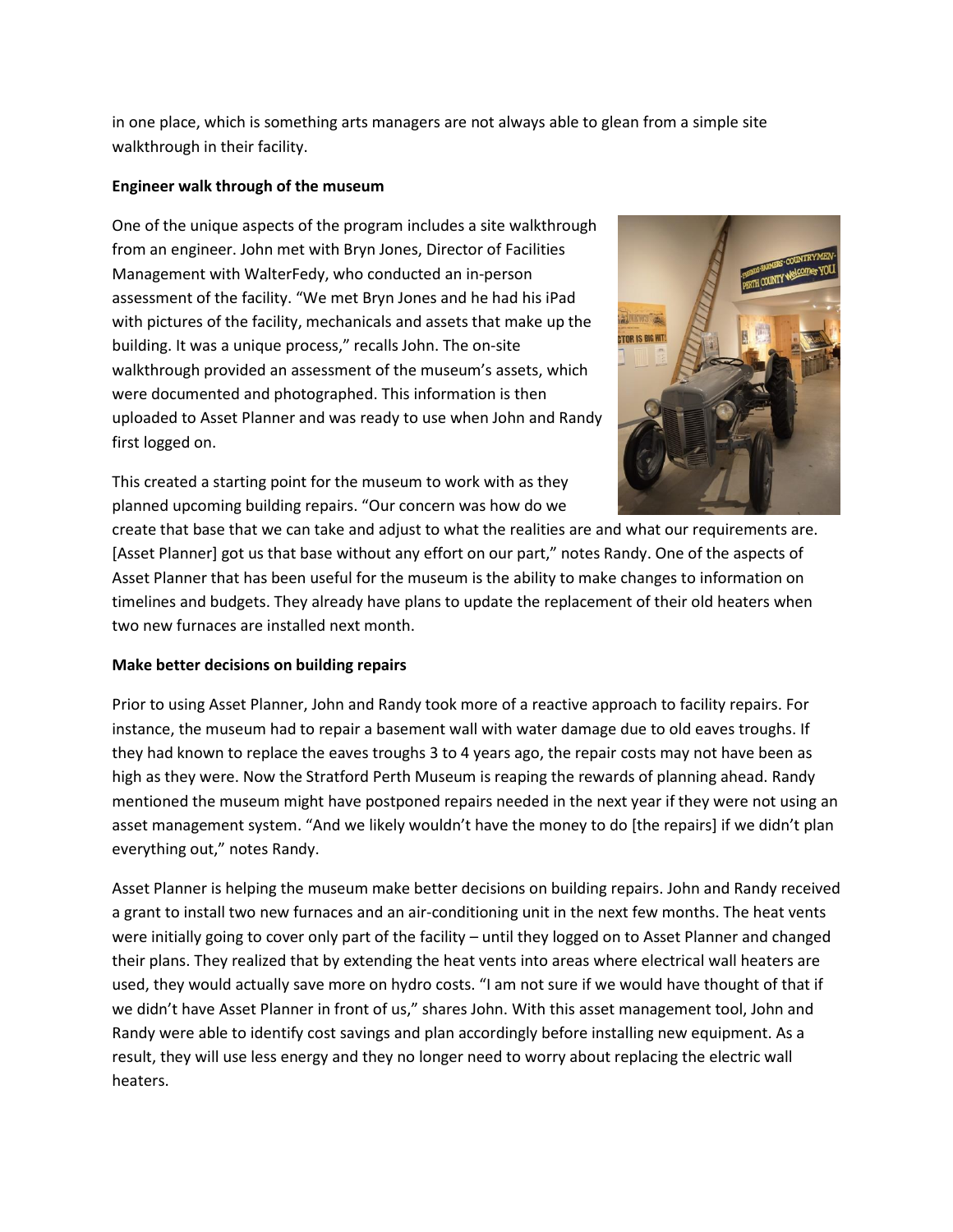in one place, which is something arts managers are not always able to glean from a simple site walkthrough in their facility.

**Engineer walk through of the museum**

One of the unique aspects of the program includes a site walkthrough from an engineer. John met with Bryn Jones, Director of Facilities Management with WalterFedy, who conducted an in-person assessment of the facility. "We met Bryn Jones and he had his iPad with pictures of the facility, mechanicals and assets that make up the building. It was a unique process," recalls John. The on-site walkthrough provided an assessment of the museum's assets, which were documented and photographed. This information is then uploaded to Asset Planner and was ready to use when John and Randy first logged on.

This created a starting point for the museum to work with as they planned upcoming building repairs. "Our concern was how do we create that base that we can take and adjust to what the realities are and what our requirements are. [Asset Planner] got us that base without any effort on our part," notes Randy. One of the aspects of Asset Planner that has been useful for the museum is the ability to make changes to information on timelines and budgets. They already have plans to update the replacement of their old heaters when two new furnaces are installed next month.

**Make better decisions on building repairs**

Prior to using Asset Planner, John and Randy took more of a reactive approach to facility repairs. For instance, the museum had to repair a basement wall with water damage due to old eaves troughs. If they had known to replace the eaves troughs 3 to 4 years ago, the repair costs may not have been as high as they were. Now the Stratford Perth Museum is reaping the rewards of planning ahead. Randy mentioned the museum might have postponed repairs needed in the next year if they were not using an asset management system. "And we likely wouldn't have the money to do [the repairs] if we didn't plan everything out," notes Randy.

Asset Planner is helping the museum make better decisions on building repairs. John and Randy received a grant to install two new furnaces and an air-conditioning unit in the next few months. The heat vents were initially going to cover only part of the facility – until they logged on to Asset Planner and changed their plans. They realized that by extending the heat vents into areas where electrical wall heaters are used, they would actually save more on hydro costs. "I am not sure if we would have thought of that if we didn't have Asset Planner in front of us," shares John. With this asset management tool, John and Randy were able to identify cost savings and plan accordingly before installing new equipment. As a result, they will use less energy and they no longer need to worry about replacing the electric wall heaters.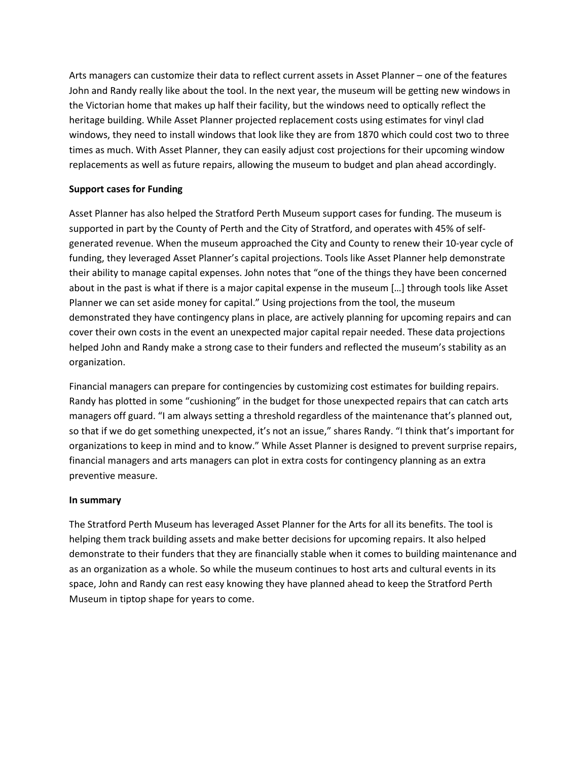Arts managers can customize their data to reflect current assets in Asset Planner – one of the features John and Randy really like about the tool. In the next year, the museum will be getting new windows in the Victorian home that makes up half their facility, but the windows need to optically reflect the heritage building. While Asset Planner projected replacement costs using estimates for vinyl clad windows, they need to install windows that look like they are from 1870 which could cost two to three times as much. With Asset Planner, they can easily adjust cost projections for their upcoming window replacements as well as future repairs, allowing the museum to budget and plan ahead accordingly.

**Support cases for Funding**

Asset Planner has also helped the Stratford Perth Museum support cases for funding. The museum is supported in part by the County of Perth and the City of Stratford, and operates with 45% of self-generated revenue. When the museum approached the City and County to renew their 10-year cycle of funding, they leveraged Asset Planner's capital projections. Tools like Asset Planner help demonstrate their ability to manage capital expenses. John notes that "one of the things they have been concerned about in the past is what if there is a major capital expense in the museum […] through tools like Asset Planner we can set aside money for capital." Using projections from the tool, the museum demonstrated they have contingency plans in place, are actively planning for upcoming repairs and can cover their own costs in the event an unexpected major capital repair needed. These data projections helped John and Randy make a strong case to their funders and reflected the museum's stability as an organization.

Financial managers can prepare for contingencies by customizing cost estimates for building repairs. Randy has plotted in some "cushioning" in the budget for those unexpected repairs that can catch arts managers off guard. "I am always setting a threshold regardless of the maintenance that's planned out, so that if we do get something unexpected, it's not an issue," shares Randy. "I think that's important for organizations to keep in mind and to know." While Asset Planner is designed to prevent surprise repairs, financial managers and arts managers can plot in extra costs for contingency planning as an extra preventive measure.

**In summary**

The Stratford Perth Museum has leveraged Asset Planner for the Arts for all its benefits. The tool is helping them track building assets and make better decisions for upcoming repairs. It also helped demonstrate to their funders that they are financially stable when it comes to building maintenance and as an organization as a whole. So while the museum continues to host arts and cultural events in its space, John and Randy can rest easy knowing they have planned ahead to keep the Stratford Perth Museum in tiptop shape for years to come.